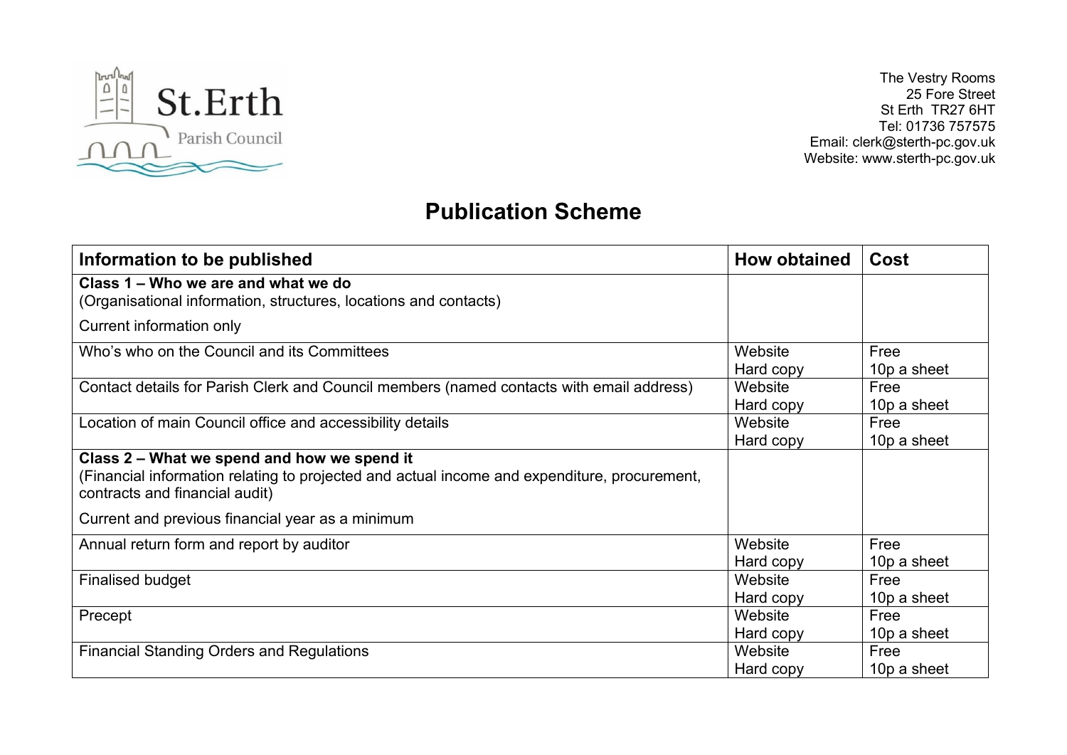St.Erth Parish Council

The Vestry Rooms
25 Fore Street
St Erth TR27 6HT
Tel: 01736 757575
Email: clerk@sterth-pc.gov.uk
Website: www.sterth-pc.gov.uk

# Publication Scheme

| Information to be published | How obtained | Cost |
| --- | --- | --- |
| **Class 1 – Who we are and what we do**<br>(Organisational information, structures, locations and contacts)<br>Current information only | | |
| Who's who on the Council and its Committees | Website<br>Hard copy | Free<br>10p a sheet |
| Contact details for Parish Clerk and Council members (named contacts with email address) | Website<br>Hard copy | Free<br>10p a sheet |
| Location of main Council office and accessibility details | Website<br>Hard copy | Free<br>10p a sheet |
| **Class 2 – What we spend and how we spend it**<br>(Financial information relating to projected and actual income and expenditure, procurement, contracts and financial audit)<br>Current and previous financial year as a minimum | | |
| Annual return form and report by auditor | Website<br>Hard copy | Free<br>10p a sheet |
| Finalised budget | Website<br>Hard copy | Free<br>10p a sheet |
| Precept | Website<br>Hard copy | Free<br>10p a sheet |
| Financial Standing Orders and Regulations | Website<br>Hard copy | Free<br>10p a sheet |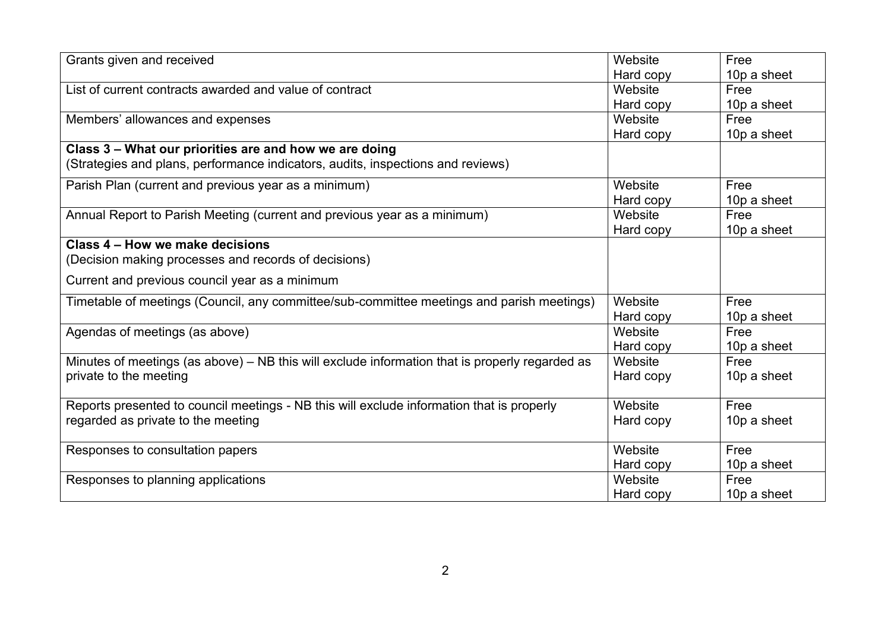| | | |
|---|---|---|
| Grants given and received | Website<br>Hard copy | Free<br>10p a sheet |
| List of current contracts awarded and value of contract | Website<br>Hard copy | Free<br>10p a sheet |
| Members' allowances and expenses | Website<br>Hard copy | Free<br>10p a sheet |
| **Class 3 – What our priorities are and how we are doing**<br>(Strategies and plans, performance indicators, audits, inspections and reviews) | | |
| Parish Plan (current and previous year as a minimum) | Website<br>Hard copy | Free<br>10p a sheet |
| Annual Report to Parish Meeting (current and previous year as a minimum) | Website<br>Hard copy | Free<br>10p a sheet |
| **Class 4 – How we make decisions**<br>(Decision making processes and records of decisions)<br>Current and previous council year as a minimum | | |
| Timetable of meetings (Council, any committee/sub-committee meetings and parish meetings) | Website<br>Hard copy | Free<br>10p a sheet |
| Agendas of meetings (as above) | Website<br>Hard copy | Free<br>10p a sheet |
| Minutes of meetings (as above) – NB this will exclude information that is properly regarded as private to the meeting | Website<br>Hard copy | Free<br>10p a sheet |
| Reports presented to council meetings - NB this will exclude information that is properly regarded as private to the meeting | Website<br>Hard copy | Free<br>10p a sheet |
| Responses to consultation papers | Website<br>Hard copy | Free<br>10p a sheet |
| Responses to planning applications | Website<br>Hard copy | Free<br>10p a sheet |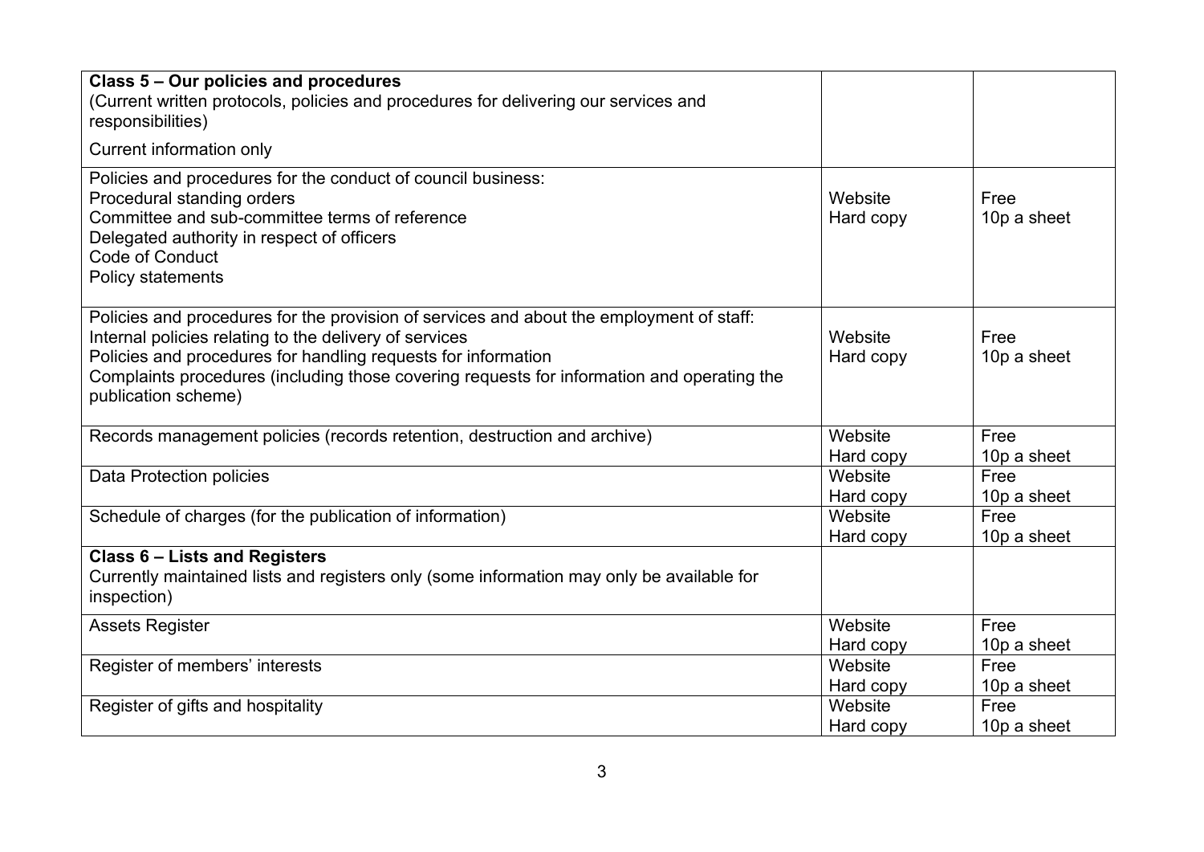| **Class 5 – Our policies and procedures**<br>(Current written protocols, policies and procedures for delivering our services and responsibilities)<br>Current information only | | |
|---|---|---|
| Policies and procedures for the conduct of council business:<br>Procedural standing orders<br>Committee and sub-committee terms of reference<br>Delegated authority in respect of officers<br>Code of Conduct<br>Policy statements | Website<br>Hard copy | Free<br>10p a sheet |
| Policies and procedures for the provision of services and about the employment of staff:<br>Internal policies relating to the delivery of services<br>Policies and procedures for handling requests for information<br>Complaints procedures (including those covering requests for information and operating the publication scheme) | Website<br>Hard copy | Free<br>10p a sheet |
| Records management policies (records retention, destruction and archive) | Website<br>Hard copy | Free<br>10p a sheet |
| Data Protection policies | Website<br>Hard copy | Free<br>10p a sheet |
| Schedule of charges (for the publication of information) | Website<br>Hard copy | Free<br>10p a sheet |
| **Class 6 – Lists and Registers**<br>Currently maintained lists and registers only (some information may only be available for inspection) | | |
| Assets Register | Website<br>Hard copy | Free<br>10p a sheet |
| Register of members' interests | Website<br>Hard copy | Free<br>10p a sheet |
| Register of gifts and hospitality | Website<br>Hard copy | Free<br>10p a sheet |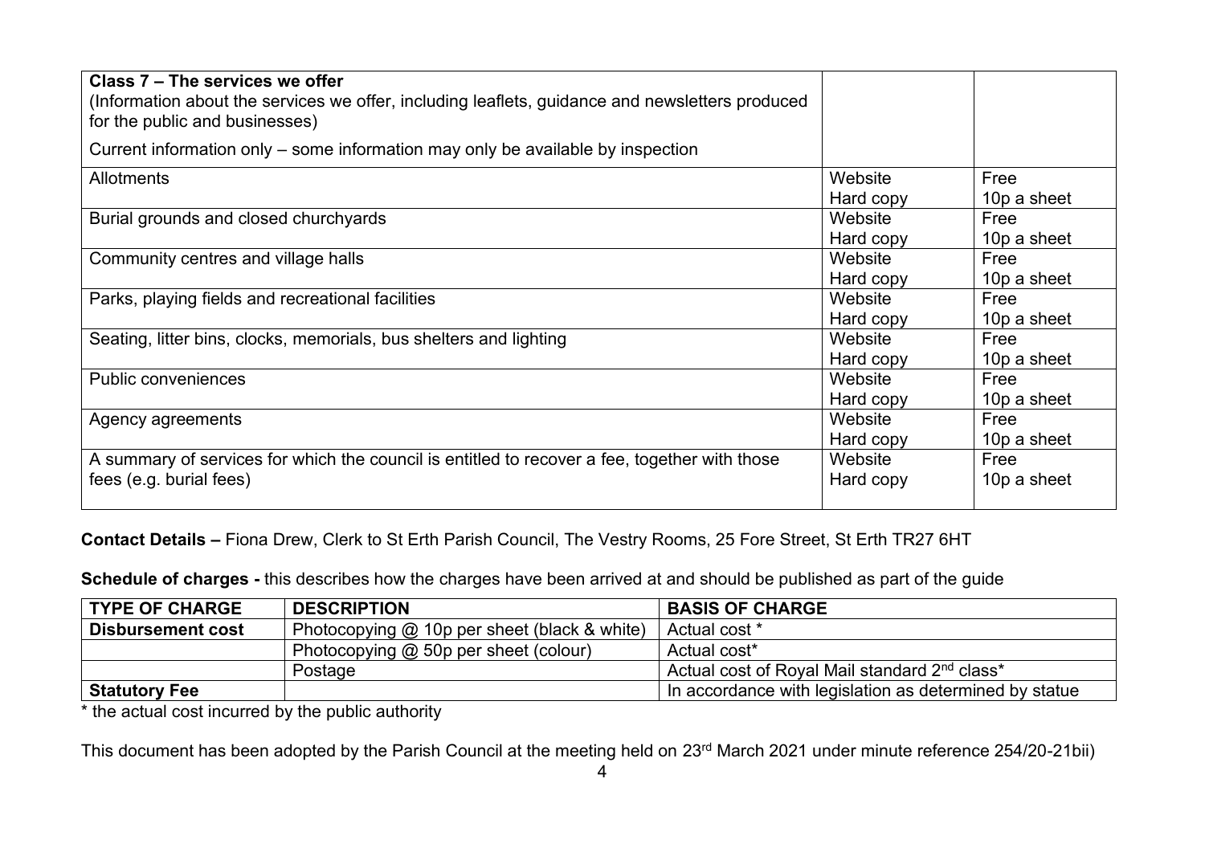| Class 7 – The services we offer<br>(Information about the services we offer, including leaflets, guidance and newsletters produced for the public and businesses)<br>Current information only – some information may only be available by inspection | | |
|---|---|---|
| Allotments | Website<br>Hard copy | Free<br>10p a sheet |
| Burial grounds and closed churchyards | Website<br>Hard copy | Free<br>10p a sheet |
| Community centres and village halls | Website<br>Hard copy | Free<br>10p a sheet |
| Parks, playing fields and recreational facilities | Website<br>Hard copy | Free<br>10p a sheet |
| Seating, litter bins, clocks, memorials, bus shelters and lighting | Website<br>Hard copy | Free<br>10p a sheet |
| Public conveniences | Website<br>Hard copy | Free<br>10p a sheet |
| Agency agreements | Website<br>Hard copy | Free<br>10p a sheet |
| A summary of services for which the council is entitled to recover a fee, together with those fees (e.g. burial fees) | Website<br>Hard copy | Free<br>10p a sheet |

**Contact Details –** Fiona Drew, Clerk to St Erth Parish Council, The Vestry Rooms, 25 Fore Street, St Erth TR27 6HT

**Schedule of charges -** this describes how the charges have been arrived at and should be published as part of the guide

| TYPE OF CHARGE | DESCRIPTION | BASIS OF CHARGE |
|---|---|---|
| **Disbursement cost** | Photocopying @ 10p per sheet (black & white) | Actual cost * |
| | Photocopying @ 50p per sheet (colour) | Actual cost* |
| | Postage | Actual cost of Royal Mail standard 2nd class* |
| **Statutory Fee** | | In accordance with legislation as determined by statue |

* the actual cost incurred by the public authority

This document has been adopted by the Parish Council at the meeting held on 23rd March 2021 under minute reference 254/20-21bii)